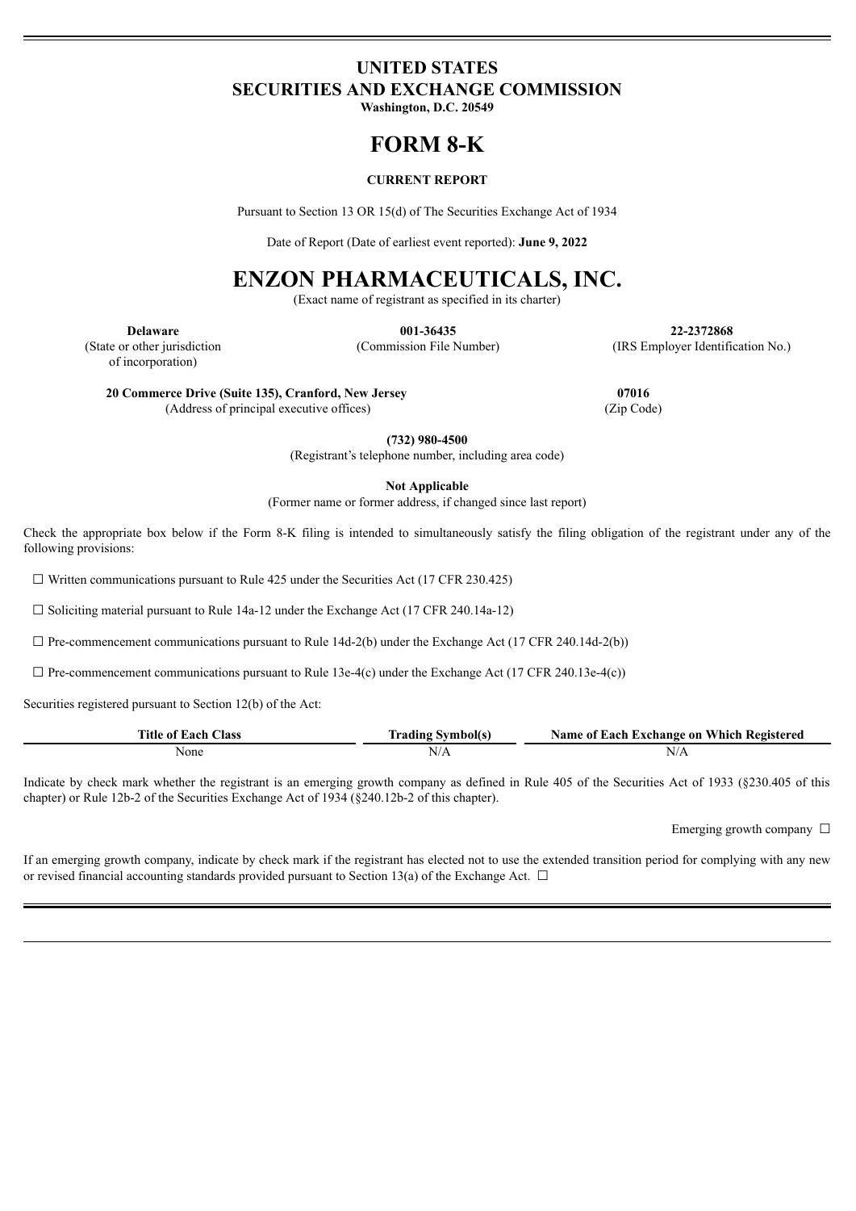# UNITED STATES
# SECURITIES AND EXCHANGE COMMISSION

**Washington, D.C. 20549**

# FORM 8-K

**CURRENT REPORT**

Pursuant to Section 13 OR 15(d) of The Securities Exchange Act of 1934

Date of Report (Date of earliest event reported): **June 9, 2022**

# ENZON PHARMACEUTICALS, INC.

(Exact name of registrant as specified in its charter)

| **Delaware** | **001-36435** | **22-2372868** |
|---|---|---|
| (State or other jurisdiction of incorporation) | (Commission File Number) | (IRS Employer Identification No.) |

| **20 Commerce Drive (Suite 135), Cranford, New Jersey** | **07016** |
|---|---|
| (Address of principal executive offices) | (Zip Code) |

**(732) 980-4500**
(Registrant's telephone number, including area code)

**Not Applicable**
(Former name or former address, if changed since last report)

Check the appropriate box below if the Form 8-K filing is intended to simultaneously satisfy the filing obligation of the registrant under any of the following provisions:

☐ Written communications pursuant to Rule 425 under the Securities Act (17 CFR 230.425)

☐ Soliciting material pursuant to Rule 14a-12 under the Exchange Act (17 CFR 240.14a-12)

☐ Pre-commencement communications pursuant to Rule 14d-2(b) under the Exchange Act (17 CFR 240.14d-2(b))

☐ Pre-commencement communications pursuant to Rule 13e-4(c) under the Exchange Act (17 CFR 240.13e-4(c))

Securities registered pursuant to Section 12(b) of the Act:

| Title of Each Class | Trading Symbol(s) | Name of Each Exchange on Which Registered |
|---|---|---|
| None | N/A | N/A |

Indicate by check mark whether the registrant is an emerging growth company as defined in Rule 405 of the Securities Act of 1933 (§230.405 of this chapter) or Rule 12b-2 of the Securities Exchange Act of 1934 (§240.12b-2 of this chapter).

Emerging growth company ☐

If an emerging growth company, indicate by check mark if the registrant has elected not to use the extended transition period for complying with any new or revised financial accounting standards provided pursuant to Section 13(a) of the Exchange Act. ☐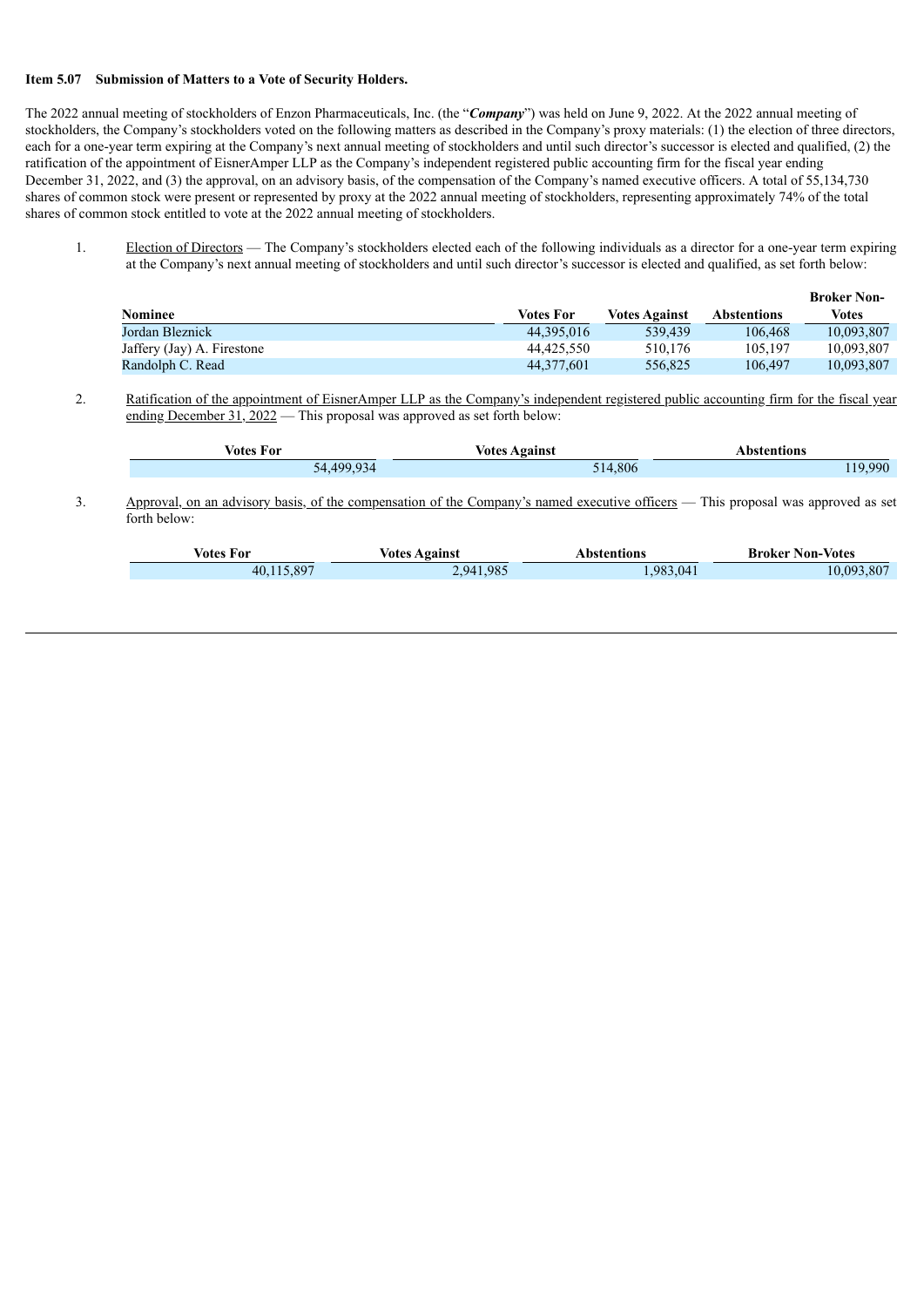**Item 5.07 Submission of Matters to a Vote of Security Holders.**

The 2022 annual meeting of stockholders of Enzon Pharmaceuticals, Inc. (the "***Company***") was held on June 9, 2022. At the 2022 annual meeting of stockholders, the Company's stockholders voted on the following matters as described in the Company's proxy materials: (1) the election of three directors, each for a one-year term expiring at the Company's next annual meeting of stockholders and until such director's successor is elected and qualified, (2) the ratification of the appointment of EisnerAmper LLP as the Company's independent registered public accounting firm for the fiscal year ending December 31, 2022, and (3) the approval, on an advisory basis, of the compensation of the Company's named executive officers. A total of 55,134,730 shares of common stock were present or represented by proxy at the 2022 annual meeting of stockholders, representing approximately 74% of the total shares of common stock entitled to vote at the 2022 annual meeting of stockholders.

1. Election of Directors — The Company's stockholders elected each of the following individuals as a director for a one-year term expiring at the Company's next annual meeting of stockholders and until such director's successor is elected and qualified, as set forth below:

| Nominee | Votes For | Votes Against | Abstentions | Broker Non-Votes |
|---|---|---|---|---|
| Jordan Bleznick | 44,395,016 | 539,439 | 106,468 | 10,093,807 |
| Jaffery (Jay) A. Firestone | 44,425,550 | 510,176 | 105,197 | 10,093,807 |
| Randolph C. Read | 44,377,601 | 556,825 | 106,497 | 10,093,807 |

2. Ratification of the appointment of EisnerAmper LLP as the Company's independent registered public accounting firm for the fiscal year ending December 31, 2022 — This proposal was approved as set forth below:

| Votes For | Votes Against | Abstentions |
|---|---|---|
| 54,499,934 | 514,806 | 119,990 |

3. Approval, on an advisory basis, of the compensation of the Company's named executive officers — This proposal was approved as set forth below:

| Votes For | Votes Against | Abstentions | Broker Non-Votes |
|---|---|---|---|
| 40,115,897 | 2,941,985 | 1,983,041 | 10,093,807 |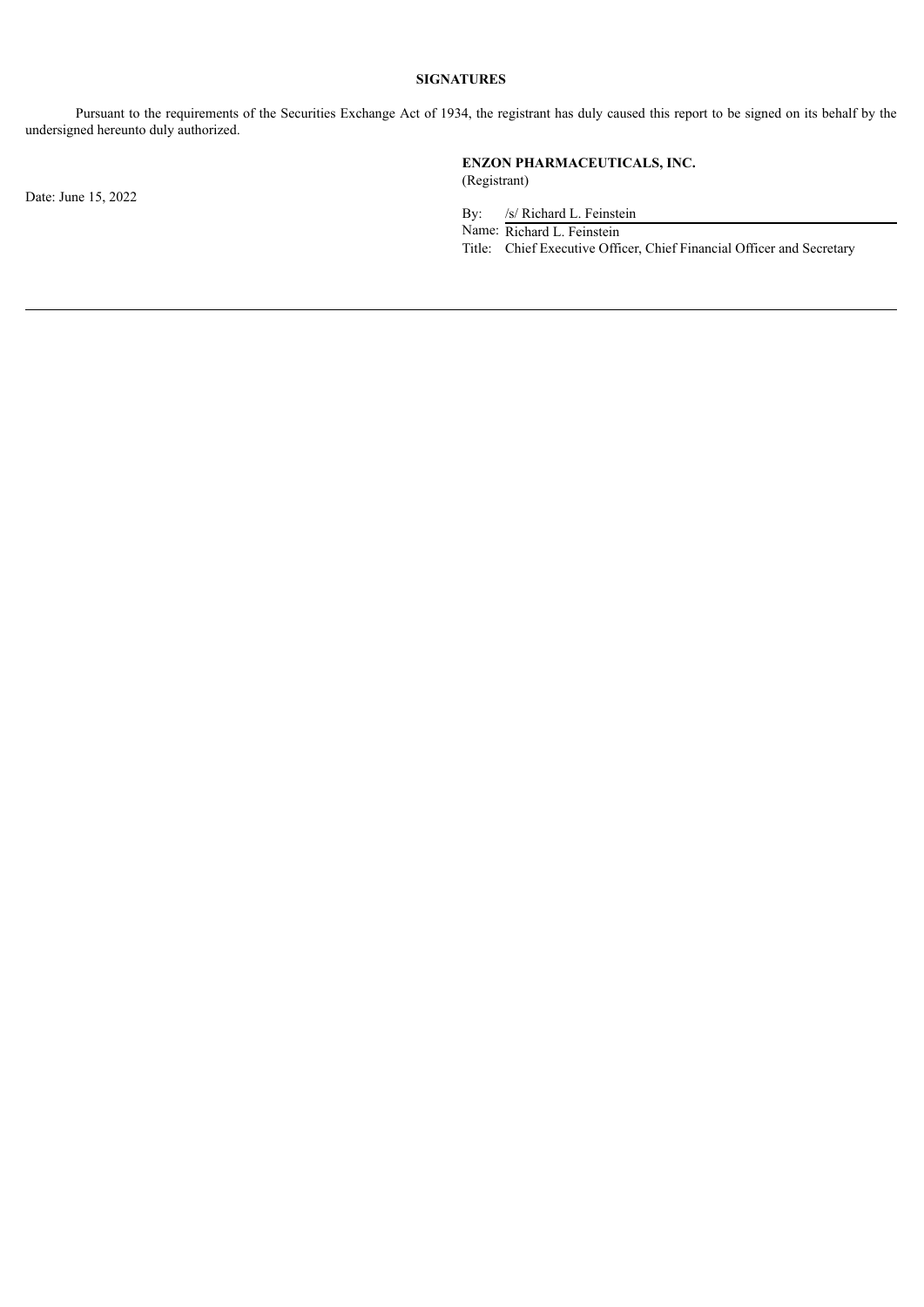**SIGNATURES**

Pursuant to the requirements of the Securities Exchange Act of 1934, the registrant has duly caused this report to be signed on its behalf by the undersigned hereunto duly authorized.

**ENZON PHARMACEUTICALS, INC.**
(Registrant)

Date: June 15, 2022

By: /s/ Richard L. Feinstein
Name: Richard L. Feinstein
Title: Chief Executive Officer, Chief Financial Officer and Secretary